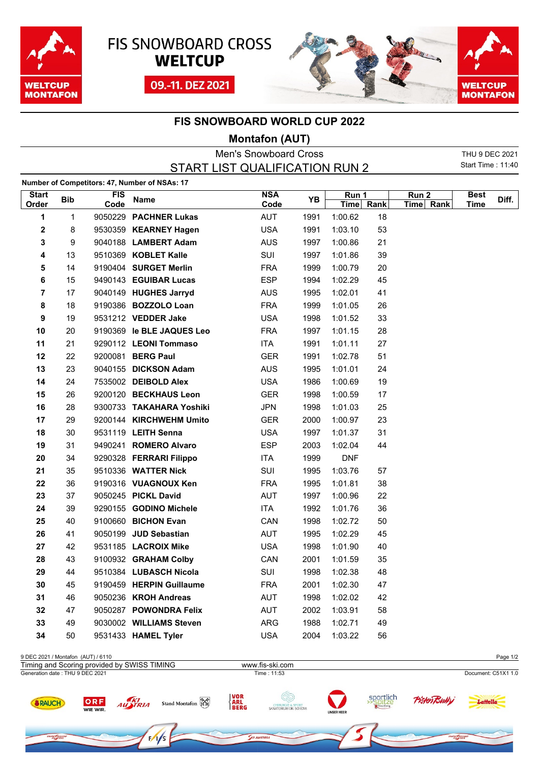# FIS SNOWBOARD CROSS WELTCUP

09.-11. DEZ 2021

## FIS SNOWBOARD WORLD CUP 2022

### Montafon (AUT)

Men's Snowboard Cross

START LIST QUALIFICATION RUN 2

THU 9 DEC 2021
Start Time : 11:40

**Number of Competitors: 47, Number of NSAs: 17**

| Start Order | Bib | FIS Code | Name | NSA Code | YB | Run 1 Time | Run 1 Rank | Run 2 Time | Run 2 Rank | Best Time | Diff. |
|---|---|---|---|---|---|---|---|---|---|---|---|
| 1 | 1 | 9050229 | PACHNER Lukas | AUT | 1991 | 1:00.62 | 18 | | | | |
| 2 | 8 | 9530359 | KEARNEY Hagen | USA | 1991 | 1:03.10 | 53 | | | | |
| 3 | 9 | 9040188 | LAMBERT Adam | AUS | 1997 | 1:00.86 | 21 | | | | |
| 4 | 13 | 9510369 | KOBLET Kalle | SUI | 1997 | 1:01.86 | 39 | | | | |
| 5 | 14 | 9190404 | SURGET Merlin | FRA | 1999 | 1:00.79 | 20 | | | | |
| 6 | 15 | 9490143 | EGUIBAR Lucas | ESP | 1994 | 1:02.29 | 45 | | | | |
| 7 | 17 | 9040149 | HUGHES Jarryd | AUS | 1995 | 1:02.01 | 41 | | | | |
| 8 | 18 | 9190386 | BOZZOLO Loan | FRA | 1999 | 1:01.05 | 26 | | | | |
| 9 | 19 | 9531212 | VEDDER Jake | USA | 1998 | 1:01.52 | 33 | | | | |
| 10 | 20 | 9190369 | le BLE JAQUES Leo | FRA | 1997 | 1:01.15 | 28 | | | | |
| 11 | 21 | 9290112 | LEONI Tommaso | ITA | 1991 | 1:01.11 | 27 | | | | |
| 12 | 22 | 9200081 | BERG Paul | GER | 1991 | 1:02.78 | 51 | | | | |
| 13 | 23 | 9040155 | DICKSON Adam | AUS | 1995 | 1:01.01 | 24 | | | | |
| 14 | 24 | 7535002 | DEIBOLD Alex | USA | 1986 | 1:00.69 | 19 | | | | |
| 15 | 26 | 9200120 | BECKHAUS Leon | GER | 1998 | 1:00.59 | 17 | | | | |
| 16 | 28 | 9300733 | TAKAHARA Yoshiki | JPN | 1998 | 1:01.03 | 25 | | | | |
| 17 | 29 | 9200144 | KIRCHWEHM Umito | GER | 2000 | 1:00.97 | 23 | | | | |
| 18 | 30 | 9531119 | LEITH Senna | USA | 1997 | 1:01.37 | 31 | | | | |
| 19 | 31 | 9490241 | ROMERO Alvaro | ESP | 2003 | 1:02.04 | 44 | | | | |
| 20 | 34 | 9290328 | FERRARI Filippo | ITA | 1999 | DNF | | | | | |
| 21 | 35 | 9510336 | WATTER Nick | SUI | 1995 | 1:03.76 | 57 | | | | |
| 22 | 36 | 9190316 | VUAGNOUX Ken | FRA | 1995 | 1:01.81 | 38 | | | | |
| 23 | 37 | 9050245 | PICKL David | AUT | 1997 | 1:00.96 | 22 | | | | |
| 24 | 39 | 9290155 | GODINO Michele | ITA | 1992 | 1:01.76 | 36 | | | | |
| 25 | 40 | 9100660 | BICHON Evan | CAN | 1998 | 1:02.72 | 50 | | | | |
| 26 | 41 | 9050199 | JUD Sebastian | AUT | 1995 | 1:02.29 | 45 | | | | |
| 27 | 42 | 9531185 | LACROIX Mike | USA | 1998 | 1:01.90 | 40 | | | | |
| 28 | 43 | 9100932 | GRAHAM Colby | CAN | 2001 | 1:01.59 | 35 | | | | |
| 29 | 44 | 9510384 | LUBASCH Nicola | SUI | 1998 | 1:02.38 | 48 | | | | |
| 30 | 45 | 9190459 | HERPIN Guillaume | FRA | 2001 | 1:02.30 | 47 | | | | |
| 31 | 46 | 9050236 | KROH Andreas | AUT | 1998 | 1:02.02 | 42 | | | | |
| 32 | 47 | 9050287 | POWONDRA Felix | AUT | 2002 | 1:03.91 | 58 | | | | |
| 33 | 49 | 9030002 | WILLIAMS Steven | ARG | 1988 | 1:02.71 | 49 | | | | |
| 34 | 50 | 9531433 | HAMEL Tyler | USA | 2004 | 1:03.22 | 56 | | | | |

9 DEC 2021 / Montafon (AUT) / 6110
Timing and Scoring provided by SWISS TIMING — www.fis-ski.com
Generation date : THU 9 DEC 2021 — Time : 11:53 — Document: C51X1 1.0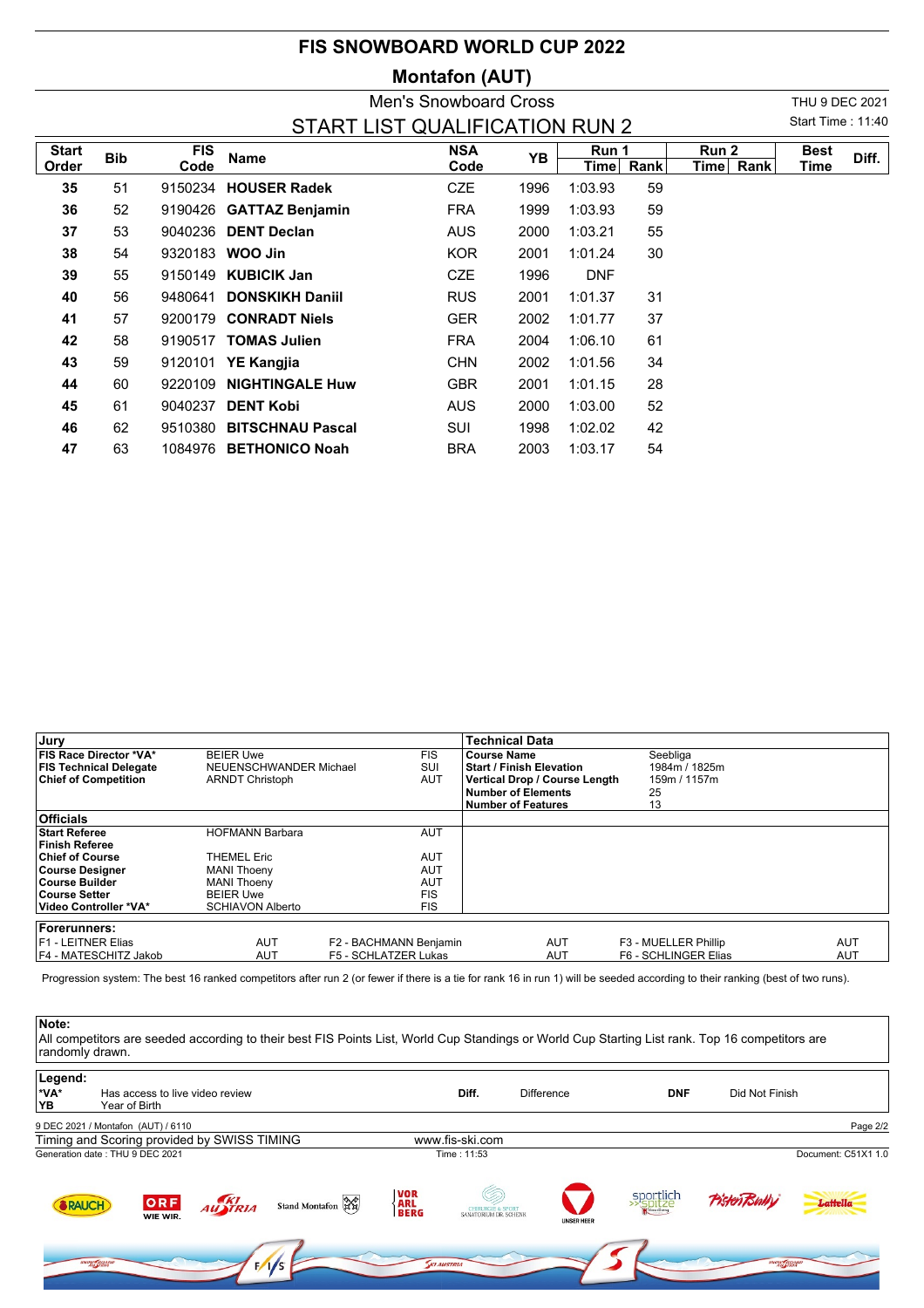# FIS SNOWBOARD WORLD CUP 2022

## Montafon (AUT)

### Men's Snowboard Cross

### START LIST QUALIFICATION RUN 2

THU 9 DEC 2021
Start Time : 11:40

| Start Order | Bib | FIS Code | Name | NSA Code | YB | Run 1 Time | Run 1 Rank | Run 2 Time | Run 2 Rank | Best Time | Diff. |
|---|---|---|---|---|---|---|---|---|---|---|---|
| 35 | 51 | 9150234 | **HOUSER Radek** | CZE | 1996 | 1:03.93 | 59 | | | | |
| 36 | 52 | 9190426 | **GATTAZ Benjamin** | FRA | 1999 | 1:03.93 | 59 | | | | |
| 37 | 53 | 9040236 | **DENT Declan** | AUS | 2000 | 1:03.21 | 55 | | | | |
| 38 | 54 | 9320183 | **WOO Jin** | KOR | 2001 | 1:01.24 | 30 | | | | |
| 39 | 55 | 9150149 | **KUBICIK Jan** | CZE | 1996 | DNF | | | | | |
| 40 | 56 | 9480641 | **DONSKIKH Daniil** | RUS | 2001 | 1:01.37 | 31 | | | | |
| 41 | 57 | 9200179 | **CONRADT Niels** | GER | 2002 | 1:01.77 | 37 | | | | |
| 42 | 58 | 9190517 | **TOMAS Julien** | FRA | 2004 | 1:06.10 | 61 | | | | |
| 43 | 59 | 9120101 | **YE Kangjia** | CHN | 2002 | 1:01.56 | 34 | | | | |
| 44 | 60 | 9220109 | **NIGHTINGALE Huw** | GBR | 2001 | 1:01.15 | 28 | | | | |
| 45 | 61 | 9040237 | **DENT Kobi** | AUS | 2000 | 1:03.00 | 52 | | | | |
| 46 | 62 | 9510380 | **BITSCHNAU Pascal** | SUI | 1998 | 1:02.02 | 42 | | | | |
| 47 | 63 | 1084976 | **BETHONICO Noah** | BRA | 2003 | 1:03.17 | 54 | | | | |

| Jury | | |
|---|---|---|
| **FIS Race Director *VA*** | BEIER Uwe | FIS |
| **FIS Technical Delegate** | NEUENSCHWANDER Michael | SUI |
| **Chief of Competition** | ARNDT Christoph | AUT |

| Technical Data | |
|---|---|
| **Course Name** | Seebliga |
| **Start / Finish Elevation** | 1984m / 1825m |
| **Vertical Drop / Course Length** | 159m / 1157m |
| **Number of Elements** | 25 |
| **Number of Features** | 13 |

| Officials | | |
|---|---|---|
| **Start Referee** | HOFMANN Barbara | AUT |
| **Finish Referee** | | |
| **Chief of Course** | THEMEL Eric | AUT |
| **Course Designer** | MANI Thoeny | AUT |
| **Course Builder** | MANI Thoeny | AUT |
| **Course Setter** | BEIER Uwe | FIS |
| **Video Controller *VA*** | SCHIAVON Alberto | FIS |

**Forerunners:**

| | | | | | |
|---|---|---|---|---|---|
| F1 - LEITNER Elias | AUT | F2 - BACHMANN Benjamin | AUT | F3 - MUELLER Phillip | AUT |
| F4 - MATESCHITZ Jakob | AUT | F5 - SCHLATZER Lukas | AUT | F6 - SCHLINGER Elias | AUT |

Progression system: The best 16 ranked competitors after run 2 (or fewer if there is a tie for rank 16 in run 1) will be seeded according to their ranking (best of two runs).

**Note:**
All competitors are seeded according to their best FIS Points List, World Cup Standings or World Cup Starting List rank. Top 16 competitors are randomly drawn.

**Legend:**

| | | | | | |
|---|---|---|---|---|---|
| ***VA*** | Has access to live video review | **Diff.** | Difference | **DNF** | Did Not Finish |
| **YB** | Year of Birth | | | | |

9 DEC 2021 / Montafon (AUT) / 6110

Timing and Scoring provided by SWISS TIMING — www.fis-ski.com

Generation date : THU 9 DEC 2021 — Time : 11:53 — Document: C51X1 1.0